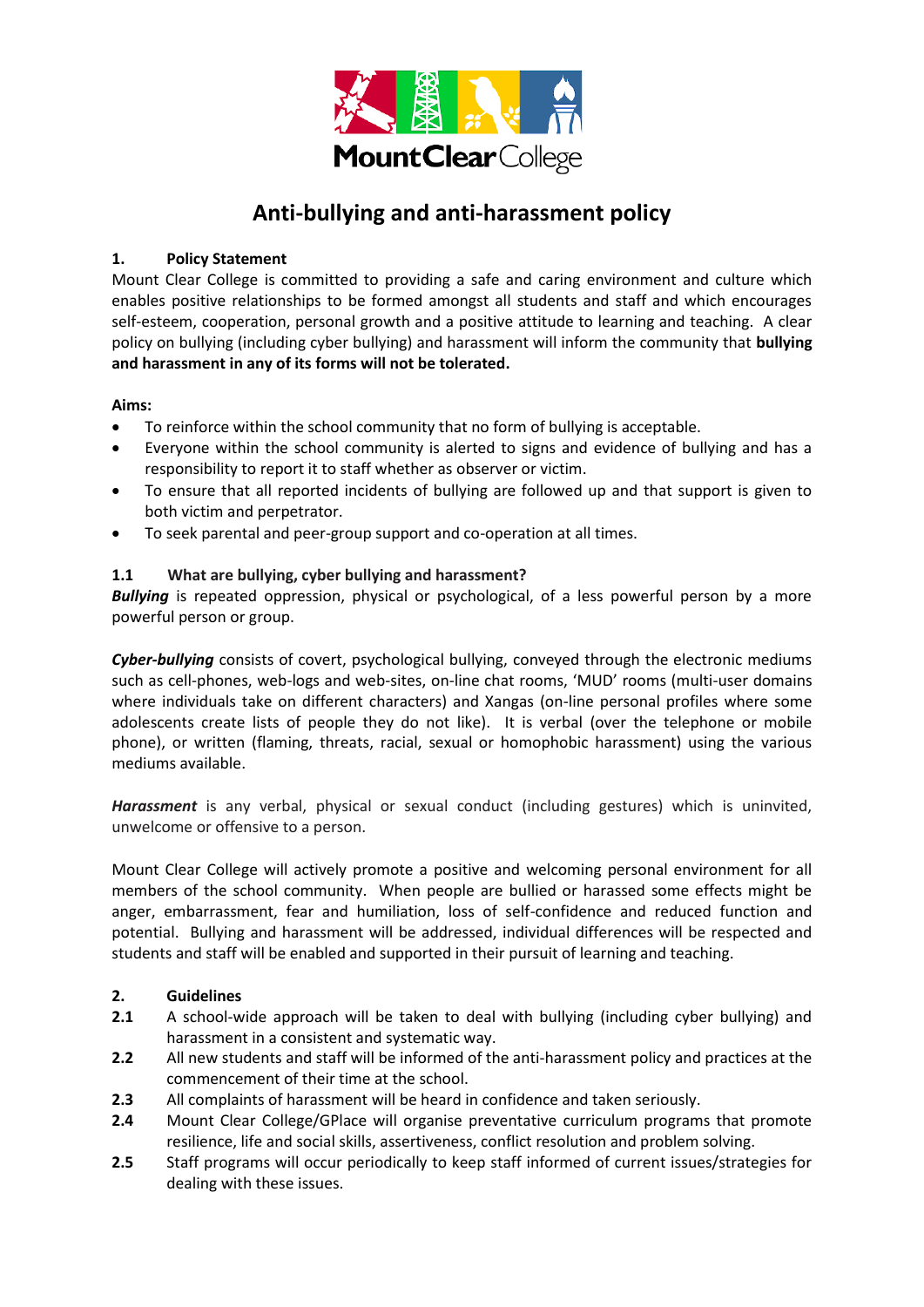MountClear College

# Anti-bullying and anti-harassment policy

## 1. Policy Statement

Mount Clear College is committed to providing a safe and caring environment and culture which enables positive relationships to be formed amongst all students and staff and which encourages self-esteem, cooperation, personal growth and a positive attitude to learning and teaching. A clear policy on bullying (including cyber bullying) and harassment will inform the community that **bullying and harassment in any of its forms will not be tolerated.**

**Aims:**

- To reinforce within the school community that no form of bullying is acceptable.
- Everyone within the school community is alerted to signs and evidence of bullying and has a responsibility to report it to staff whether as observer or victim.
- To ensure that all reported incidents of bullying are followed up and that support is given to both victim and perpetrator.
- To seek parental and peer-group support and co-operation at all times.

### 1.1 What are bullying, cyber bullying and harassment?

***Bullying*** is repeated oppression, physical or psychological, of a less powerful person by a more powerful person or group.

***Cyber-bullying*** consists of covert, psychological bullying, conveyed through the electronic mediums such as cell-phones, web-logs and web-sites, on-line chat rooms, 'MUD' rooms (multi-user domains where individuals take on different characters) and Xangas (on-line personal profiles where some adolescents create lists of people they do not like). It is verbal (over the telephone or mobile phone), or written (flaming, threats, racial, sexual or homophobic harassment) using the various mediums available.

***Harassment*** is any verbal, physical or sexual conduct (including gestures) which is uninvited, unwelcome or offensive to a person.

Mount Clear College will actively promote a positive and welcoming personal environment for all members of the school community. When people are bullied or harassed some effects might be anger, embarrassment, fear and humiliation, loss of self-confidence and reduced function and potential. Bullying and harassment will be addressed, individual differences will be respected and students and staff will be enabled and supported in their pursuit of learning and teaching.

## 2. Guidelines

**2.1** A school-wide approach will be taken to deal with bullying (including cyber bullying) and harassment in a consistent and systematic way.

**2.2** All new students and staff will be informed of the anti-harassment policy and practices at the commencement of their time at the school.

**2.3** All complaints of harassment will be heard in confidence and taken seriously.

**2.4** Mount Clear College/GPlace will organise preventative curriculum programs that promote resilience, life and social skills, assertiveness, conflict resolution and problem solving.

**2.5** Staff programs will occur periodically to keep staff informed of current issues/strategies for dealing with these issues.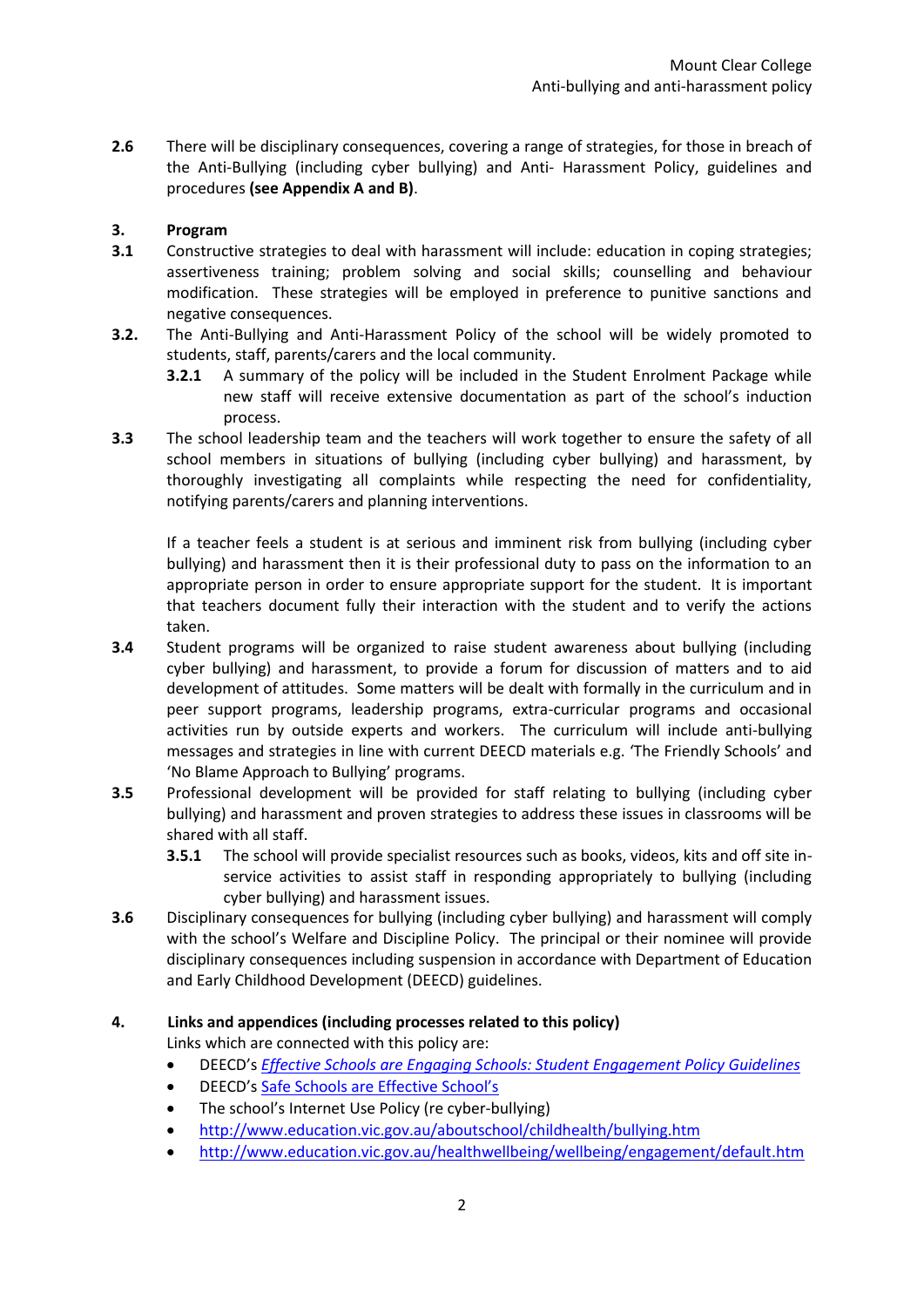**2.6** There will be disciplinary consequences, covering a range of strategies, for those in breach of the Anti-Bullying (including cyber bullying) and Anti- Harassment Policy, guidelines and procedures **(see Appendix A and B)**.

## 3. Program

**3.1** Constructive strategies to deal with harassment will include: education in coping strategies; assertiveness training; problem solving and social skills; counselling and behaviour modification. These strategies will be employed in preference to punitive sanctions and negative consequences.

**3.2.** The Anti-Bullying and Anti-Harassment Policy of the school will be widely promoted to students, staff, parents/carers and the local community.

**3.2.1** A summary of the policy will be included in the Student Enrolment Package while new staff will receive extensive documentation as part of the school's induction process.

**3.3** The school leadership team and the teachers will work together to ensure the safety of all school members in situations of bullying (including cyber bullying) and harassment, by thoroughly investigating all complaints while respecting the need for confidentiality, notifying parents/carers and planning interventions.

If a teacher feels a student is at serious and imminent risk from bullying (including cyber bullying) and harassment then it is their professional duty to pass on the information to an appropriate person in order to ensure appropriate support for the student. It is important that teachers document fully their interaction with the student and to verify the actions taken.

**3.4** Student programs will be organized to raise student awareness about bullying (including cyber bullying) and harassment, to provide a forum for discussion of matters and to aid development of attitudes. Some matters will be dealt with formally in the curriculum and in peer support programs, leadership programs, extra-curricular programs and occasional activities run by outside experts and workers. The curriculum will include anti-bullying messages and strategies in line with current DEECD materials e.g. 'The Friendly Schools' and 'No Blame Approach to Bullying' programs.

**3.5** Professional development will be provided for staff relating to bullying (including cyber bullying) and harassment and proven strategies to address these issues in classrooms will be shared with all staff.

**3.5.1** The school will provide specialist resources such as books, videos, kits and off site in-service activities to assist staff in responding appropriately to bullying (including cyber bullying) and harassment issues.

**3.6** Disciplinary consequences for bullying (including cyber bullying) and harassment will comply with the school's Welfare and Discipline Policy. The principal or their nominee will provide disciplinary consequences including suspension in accordance with Department of Education and Early Childhood Development (DEECD) guidelines.

## 4. Links and appendices (including processes related to this policy)

Links which are connected with this policy are:

- DEECD's *Effective Schools are Engaging Schools: Student Engagement Policy Guidelines*
- DEECD's Safe Schools are Effective School's
- The school's Internet Use Policy (re cyber-bullying)
- http://www.education.vic.gov.au/aboutschool/childhealth/bullying.htm
- http://www.education.vic.gov.au/healthwellbeing/wellbeing/engagement/default.htm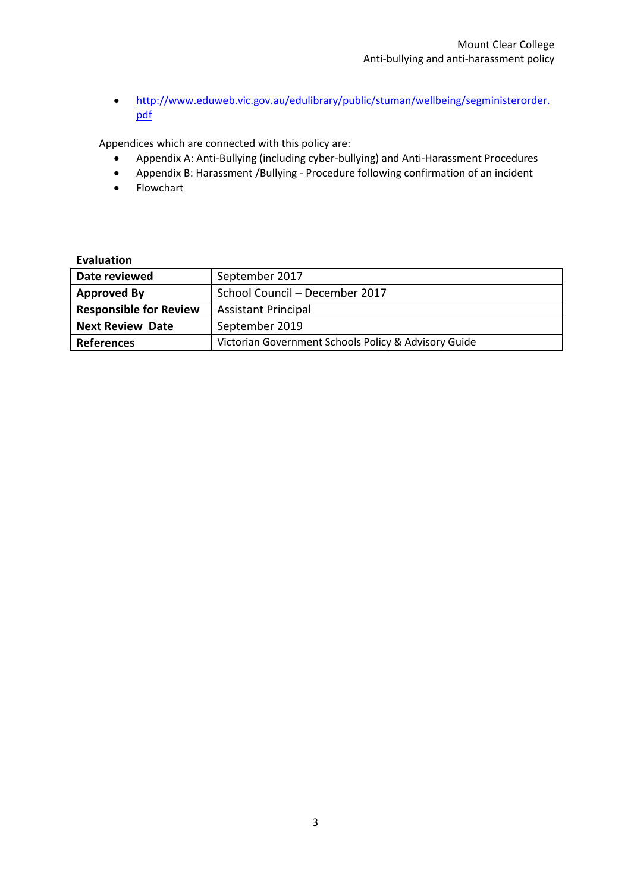- http://www.eduweb.vic.gov.au/edulibrary/public/stuman/wellbeing/segministerorder.pdf

Appendices which are connected with this policy are:

- Appendix A: Anti-Bullying (including cyber-bullying) and Anti-Harassment Procedures
- Appendix B: Harassment /Bullying - Procedure following confirmation of an incident
- Flowchart

**Evaluation**

| **Date reviewed** | September 2017 |
|---|---|
| **Approved By** | School Council – December 2017 |
| **Responsible for Review** | Assistant Principal |
| **Next Review Date** | September 2019 |
| **References** | Victorian Government Schools Policy & Advisory Guide |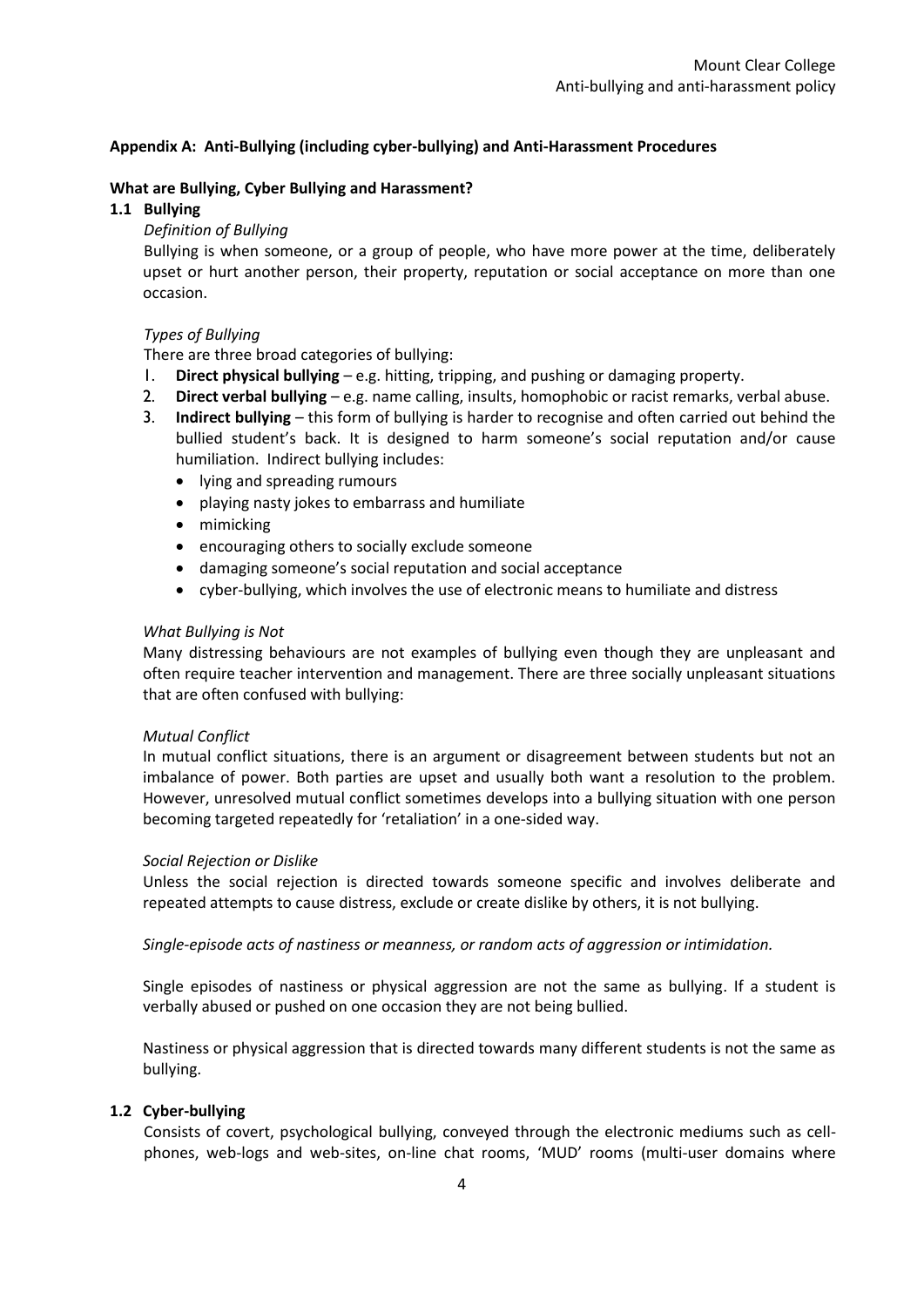## Appendix A: Anti-Bullying (including cyber-bullying) and Anti-Harassment Procedures

### What are Bullying, Cyber Bullying and Harassment?

### 1.1 Bullying

*Definition of Bullying*

Bullying is when someone, or a group of people, who have more power at the time, deliberately upset or hurt another person, their property, reputation or social acceptance on more than one occasion.

*Types of Bullying*

There are three broad categories of bullying:

1. **Direct physical bullying** – e.g. hitting, tripping, and pushing or damaging property.
2. **Direct verbal bullying** – e.g. name calling, insults, homophobic or racist remarks, verbal abuse.
3. **Indirect bullying** – this form of bullying is harder to recognise and often carried out behind the bullied student's back. It is designed to harm someone's social reputation and/or cause humiliation. Indirect bullying includes:
   - lying and spreading rumours
   - playing nasty jokes to embarrass and humiliate
   - mimicking
   - encouraging others to socially exclude someone
   - damaging someone's social reputation and social acceptance
   - cyber-bullying, which involves the use of electronic means to humiliate and distress

*What Bullying is Not*

Many distressing behaviours are not examples of bullying even though they are unpleasant and often require teacher intervention and management. There are three socially unpleasant situations that are often confused with bullying:

*Mutual Conflict*

In mutual conflict situations, there is an argument or disagreement between students but not an imbalance of power. Both parties are upset and usually both want a resolution to the problem. However, unresolved mutual conflict sometimes develops into a bullying situation with one person becoming targeted repeatedly for 'retaliation' in a one-sided way.

*Social Rejection or Dislike*

Unless the social rejection is directed towards someone specific and involves deliberate and repeated attempts to cause distress, exclude or create dislike by others, it is not bullying.

*Single-episode acts of nastiness or meanness, or random acts of aggression or intimidation.*

Single episodes of nastiness or physical aggression are not the same as bullying. If a student is verbally abused or pushed on one occasion they are not being bullied.

Nastiness or physical aggression that is directed towards many different students is not the same as bullying.

### 1.2 Cyber-bullying

Consists of covert, psychological bullying, conveyed through the electronic mediums such as cell-phones, web-logs and web-sites, on-line chat rooms, 'MUD' rooms (multi-user domains where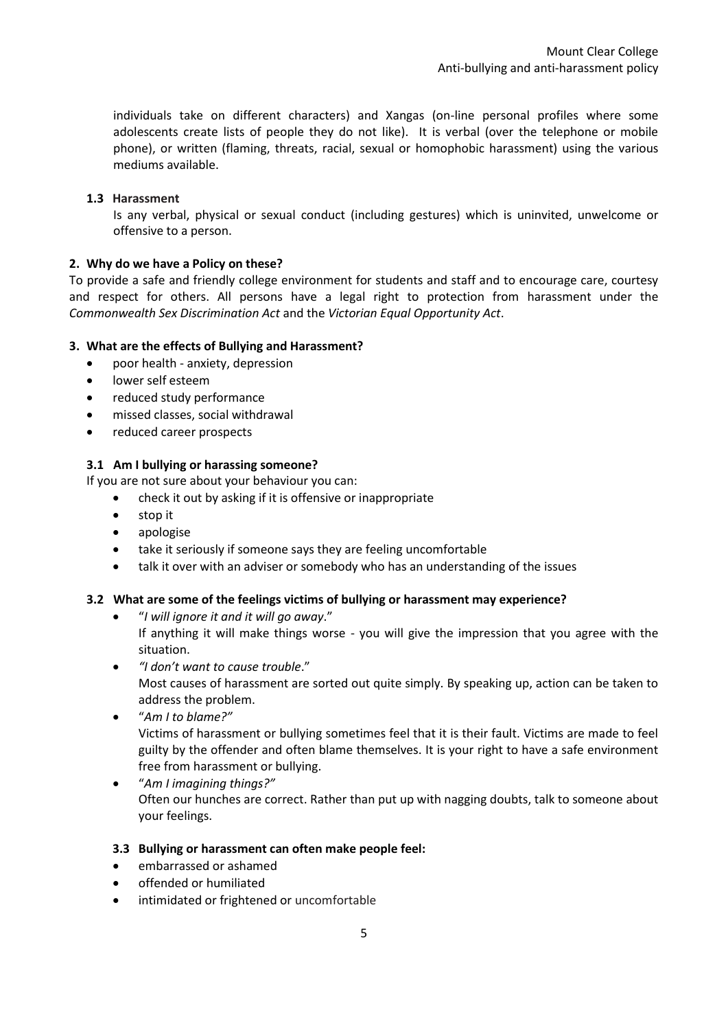individuals take on different characters) and Xangas (on-line personal profiles where some adolescents create lists of people they do not like). It is verbal (over the telephone or mobile phone), or written (flaming, threats, racial, sexual or homophobic harassment) using the various mediums available.

### 1.3 Harassment

Is any verbal, physical or sexual conduct (including gestures) which is uninvited, unwelcome or offensive to a person.

## 2. Why do we have a Policy on these?

To provide a safe and friendly college environment for students and staff and to encourage care, courtesy and respect for others. All persons have a legal right to protection from harassment under the *Commonwealth Sex Discrimination Act* and the *Victorian Equal Opportunity Act*.

## 3. What are the effects of Bullying and Harassment?

- poor health - anxiety, depression
- lower self esteem
- reduced study performance
- missed classes, social withdrawal
- reduced career prospects

### 3.1 Am I bullying or harassing someone?

If you are not sure about your behaviour you can:

- check it out by asking if it is offensive or inappropriate
- stop it
- apologise
- take it seriously if someone says they are feeling uncomfortable
- talk it over with an adviser or somebody who has an understanding of the issues

### 3.2 What are some of the feelings victims of bullying or harassment may experience?

- "*I will ignore it and it will go away*."
  If anything it will make things worse - you will give the impression that you agree with the situation.
- *"I don't want to cause trouble*."
  Most causes of harassment are sorted out quite simply. By speaking up, action can be taken to address the problem.
- "*Am I to blame?"*
  Victims of harassment or bullying sometimes feel that it is their fault. Victims are made to feel guilty by the offender and often blame themselves. It is your right to have a safe environment free from harassment or bullying.
- "*Am I imagining things?"*
  Often our hunches are correct. Rather than put up with nagging doubts, talk to someone about your feelings.

### 3.3 Bullying or harassment can often make people feel:

- embarrassed or ashamed
- offended or humiliated
- intimidated or frightened or uncomfortable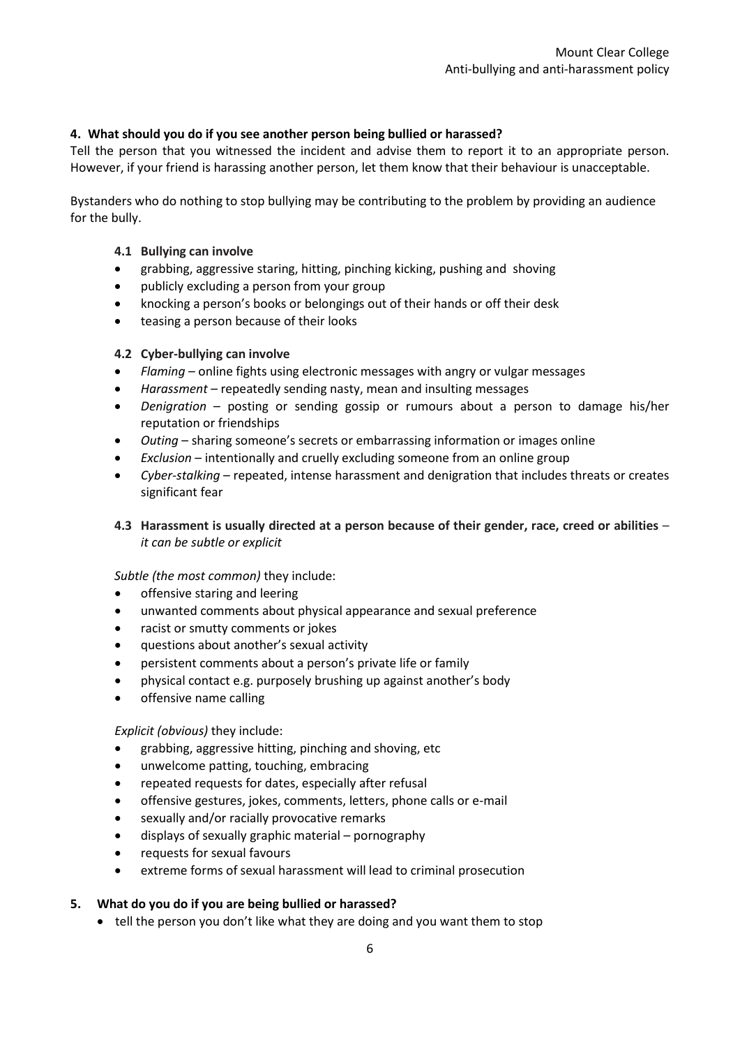### 4. What should you do if you see another person being bullied or harassed?

Tell the person that you witnessed the incident and advise them to report it to an appropriate person. However, if your friend is harassing another person, let them know that their behaviour is unacceptable.

Bystanders who do nothing to stop bullying may be contributing to the problem by providing an audience for the bully.

#### 4.1 Bullying can involve

- grabbing, aggressive staring, hitting, pinching kicking, pushing and shoving
- publicly excluding a person from your group
- knocking a person's books or belongings out of their hands or off their desk
- teasing a person because of their looks

#### 4.2 Cyber-bullying can involve

- *Flaming* – online fights using electronic messages with angry or vulgar messages
- *Harassment* – repeatedly sending nasty, mean and insulting messages
- *Denigration* – posting or sending gossip or rumours about a person to damage his/her reputation or friendships
- *Outing* – sharing someone's secrets or embarrassing information or images online
- *Exclusion* – intentionally and cruelly excluding someone from an online group
- *Cyber-stalking* – repeated, intense harassment and denigration that includes threats or creates significant fear

#### 4.3 Harassment is usually directed at a person because of their gender, race, creed or abilities – *it can be subtle or explicit*

*Subtle (the most common)* they include:

- offensive staring and leering
- unwanted comments about physical appearance and sexual preference
- racist or smutty comments or jokes
- questions about another's sexual activity
- persistent comments about a person's private life or family
- physical contact e.g. purposely brushing up against another's body
- offensive name calling

*Explicit (obvious)* they include:

- grabbing, aggressive hitting, pinching and shoving, etc
- unwelcome patting, touching, embracing
- repeated requests for dates, especially after refusal
- offensive gestures, jokes, comments, letters, phone calls or e-mail
- sexually and/or racially provocative remarks
- displays of sexually graphic material – pornography
- requests for sexual favours
- extreme forms of sexual harassment will lead to criminal prosecution

### 5. What do you do if you are being bullied or harassed?

- tell the person you don't like what they are doing and you want them to stop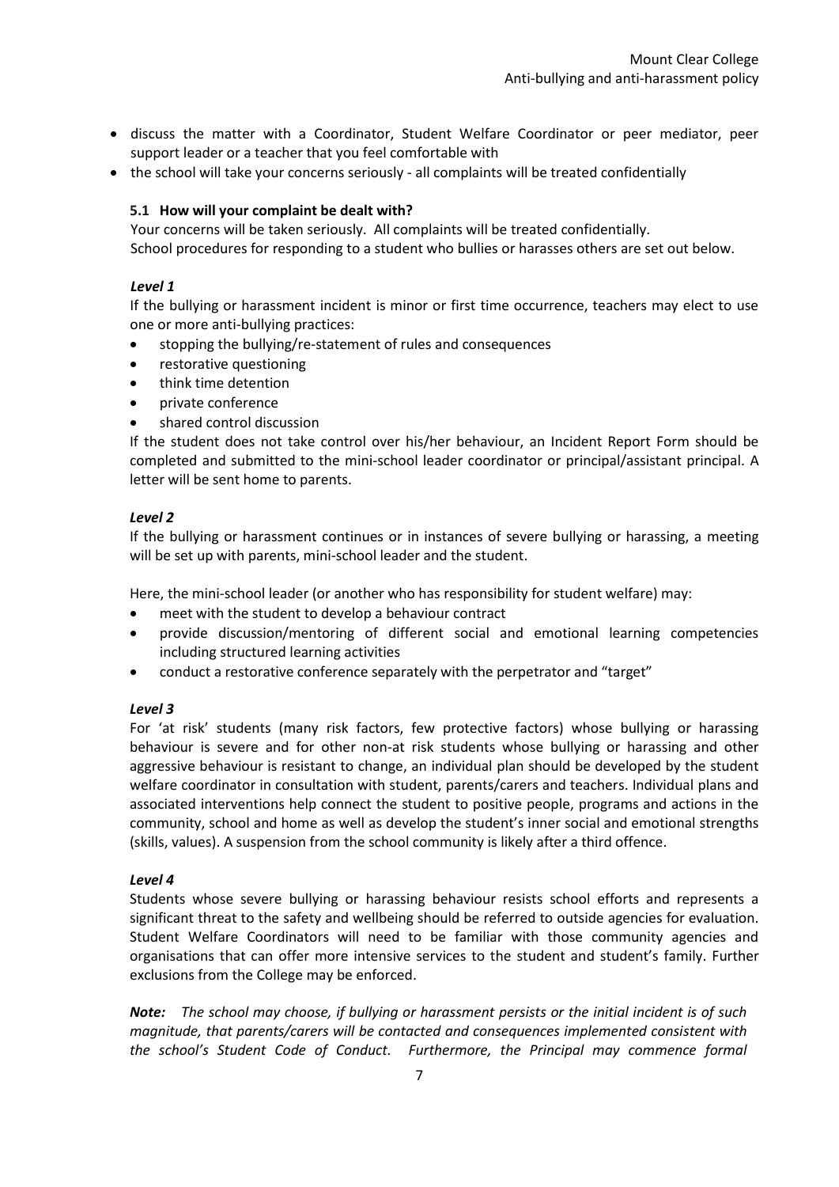- discuss the matter with a Coordinator, Student Welfare Coordinator or peer mediator, peer support leader or a teacher that you feel comfortable with
- the school will take your concerns seriously - all complaints will be treated confidentially

### 5.1 How will your complaint be dealt with?

Your concerns will be taken seriously. All complaints will be treated confidentially.
School procedures for responding to a student who bullies or harasses others are set out below.

***Level 1***

If the bullying or harassment incident is minor or first time occurrence, teachers may elect to use one or more anti-bullying practices:

- stopping the bullying/re-statement of rules and consequences
- restorative questioning
- think time detention
- private conference
- shared control discussion

If the student does not take control over his/her behaviour, an Incident Report Form should be completed and submitted to the mini-school leader coordinator or principal/assistant principal. A letter will be sent home to parents.

***Level 2***

If the bullying or harassment continues or in instances of severe bullying or harassing, a meeting will be set up with parents, mini-school leader and the student.

Here, the mini-school leader (or another who has responsibility for student welfare) may:

- meet with the student to develop a behaviour contract
- provide discussion/mentoring of different social and emotional learning competencies including structured learning activities
- conduct a restorative conference separately with the perpetrator and "target"

***Level 3***

For 'at risk' students (many risk factors, few protective factors) whose bullying or harassing behaviour is severe and for other non-at risk students whose bullying or harassing and other aggressive behaviour is resistant to change, an individual plan should be developed by the student welfare coordinator in consultation with student, parents/carers and teachers. Individual plans and associated interventions help connect the student to positive people, programs and actions in the community, school and home as well as develop the student's inner social and emotional strengths (skills, values). A suspension from the school community is likely after a third offence.

***Level 4***

Students whose severe bullying or harassing behaviour resists school efforts and represents a significant threat to the safety and wellbeing should be referred to outside agencies for evaluation. Student Welfare Coordinators will need to be familiar with those community agencies and organisations that can offer more intensive services to the student and student's family. Further exclusions from the College may be enforced.

***Note:*** *The school may choose, if bullying or harassment persists or the initial incident is of such magnitude, that parents/carers will be contacted and consequences implemented consistent with the school's Student Code of Conduct. Furthermore, the Principal may commence formal*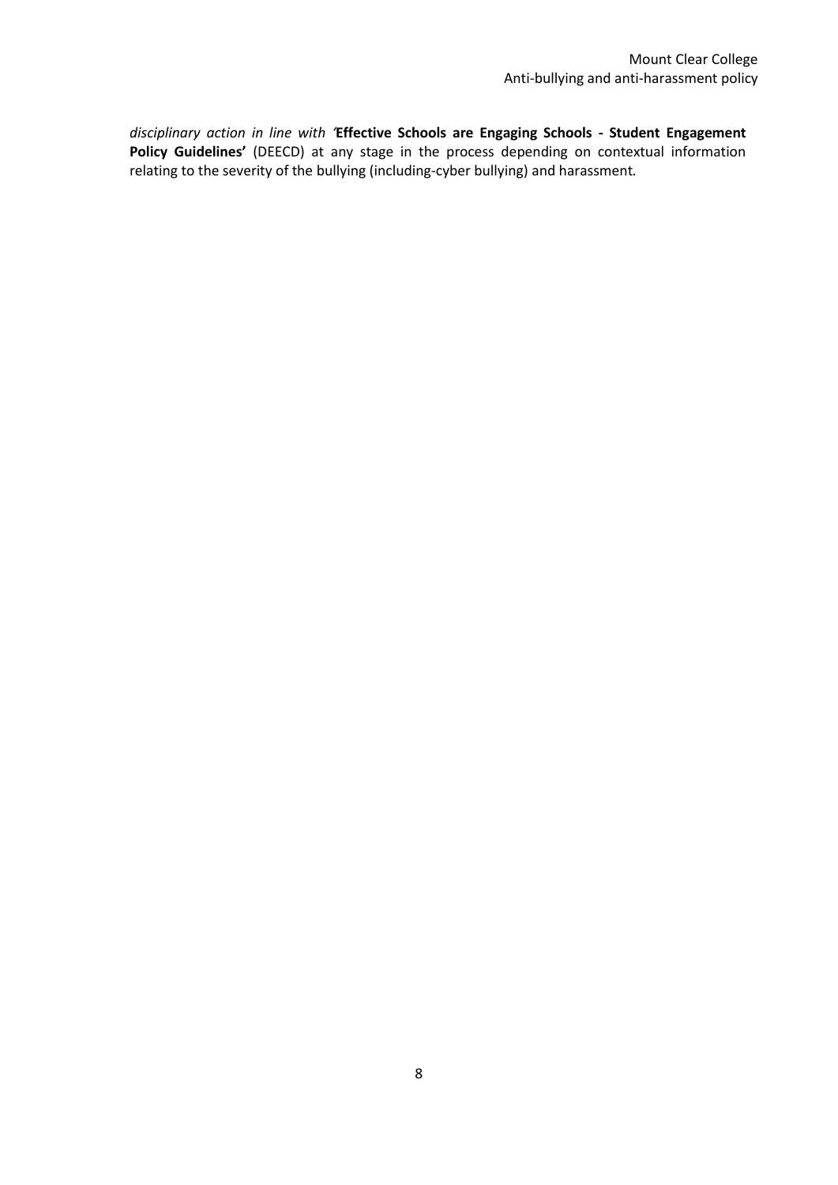*disciplinary action in line with '***Effective Schools are Engaging Schools - Student Engagement Policy Guidelines'** (DEECD) at any stage in the process depending on contextual information relating to the severity of the bullying (including-cyber bullying) and harassment.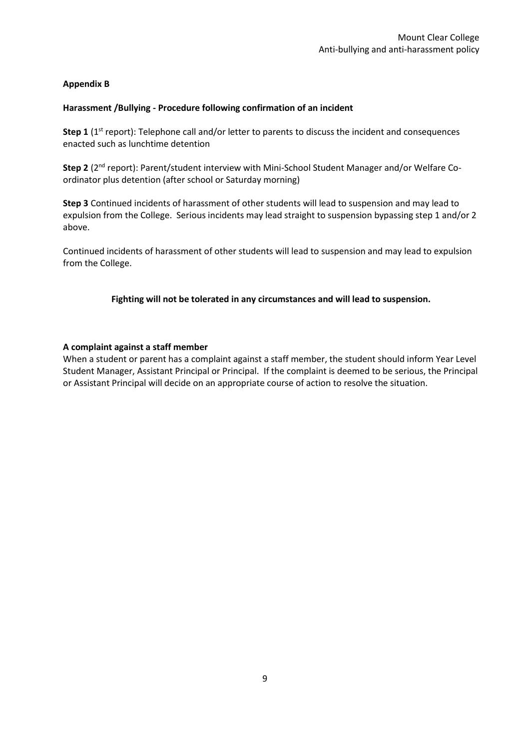**Appendix B**

**Harassment /Bullying - Procedure following confirmation of an incident**

**Step 1** (1st report): Telephone call and/or letter to parents to discuss the incident and consequences enacted such as lunchtime detention

**Step 2** (2nd report): Parent/student interview with Mini-School Student Manager and/or Welfare Co-ordinator plus detention (after school or Saturday morning)

**Step 3** Continued incidents of harassment of other students will lead to suspension and may lead to expulsion from the College. Serious incidents may lead straight to suspension bypassing step 1 and/or 2 above.

Continued incidents of harassment of other students will lead to suspension and may lead to expulsion from the College.

**Fighting will not be tolerated in any circumstances and will lead to suspension.**

**A complaint against a staff member**

When a student or parent has a complaint against a staff member, the student should inform Year Level Student Manager, Assistant Principal or Principal. If the complaint is deemed to be serious, the Principal or Assistant Principal will decide on an appropriate course of action to resolve the situation.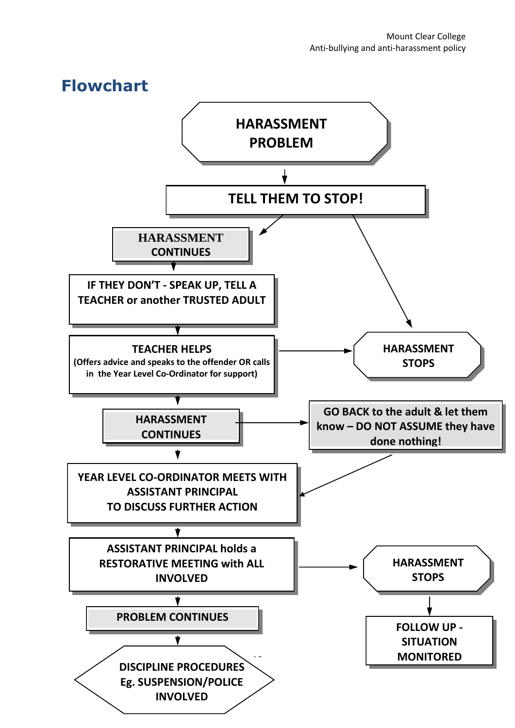# Flowchart

HARASSMENT PROBLEM

TELL THEM TO STOP!

HARASSMENT CONTINUES

IF THEY DON'T - SPEAK UP, TELL A TEACHER or another TRUSTED ADULT

TEACHER HELPS
(Offers advice and speaks to the offender OR calls in the Year Level Co-Ordinator for support)

HARASSMENT STOPS

HARASSMENT CONTINUES

GO BACK to the adult & let them know – DO NOT ASSUME they have done nothing!

YEAR LEVEL CO-ORDINATOR MEETS WITH ASSISTANT PRINCIPAL TO DISCUSS FURTHER ACTION

ASSISTANT PRINCIPAL holds a RESTORATIVE MEETING with ALL INVOLVED

HARASSMENT STOPS

PROBLEM CONTINUES

FOLLOW UP - SITUATION MONITORED

DISCIPLINE PROCEDURES
Eg. SUSPENSION/POLICE INVOLVED